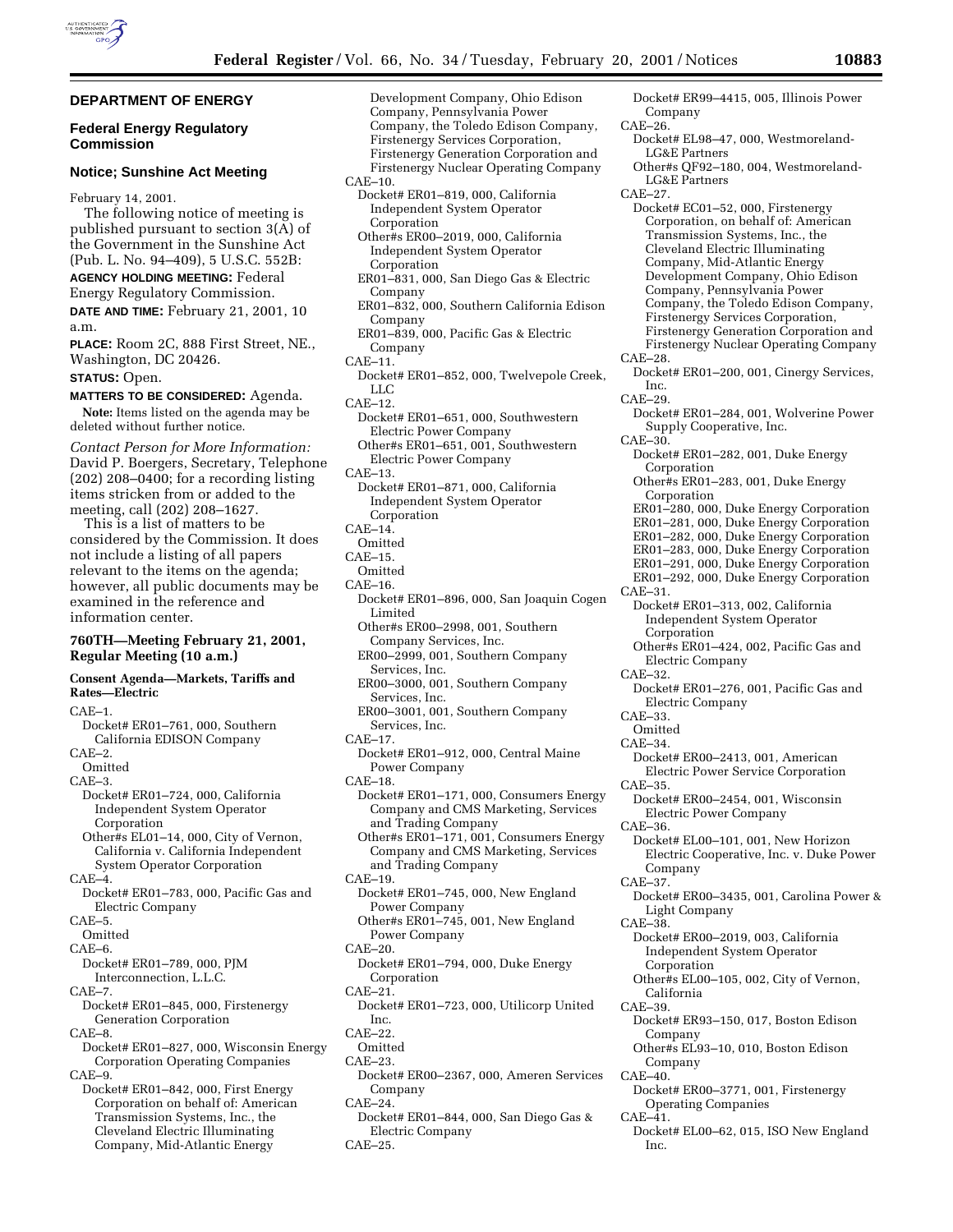## DEPARTMENT OF ENERGY

### Federal Energy Regulatory Commission

### Notice; Sunshine Act Meeting

February 14, 2001.

The following notice of meeting is published pursuant to section 3(A) of the Government in the Sunshine Act (Pub. L. No. 94–409), 5 U.S.C. 552B:

**AGENCY HOLDING MEETING:** Federal Energy Regulatory Commission.

**DATE AND TIME:** February 21, 2001, 10 a.m.

**PLACE:** Room 2C, 888 First Street, NE., Washington, DC 20426.

**STATUS:** Open.

**MATTERS TO BE CONSIDERED:** Agenda.

**Note:** Items listed on the agenda may be deleted without further notice.

*Contact Person for More Information:* David P. Boergers, Secretary, Telephone (202) 208–0400; for a recording listing items stricken from or added to the meeting, call (202) 208–1627.

This is a list of matters to be considered by the Commission. It does not include a listing of all papers relevant to the items on the agenda; however, all public documents may be examined in the reference and information center.

### 760TH—Meeting February 21, 2001, Regular Meeting (10 a.m.)

**Consent Agenda—Markets, Tariffs and Rates—Electric**

CAE–1.
Docket# ER01–761, 000, Southern California EDISON Company

CAE–2.
Omitted

CAE–3.
Docket# ER01–724, 000, California Independent System Operator Corporation
Other#s EL01–14, 000, City of Vernon, California v. California Independent System Operator Corporation

CAE–4.
Docket# ER01–783, 000, Pacific Gas and Electric Company

CAE–5.
Omitted

CAE–6.
Docket# ER01–789, 000, PJM Interconnection, L.L.C.

CAE–7.
Docket# ER01–845, 000, Firstenergy Generation Corporation

CAE–8.
Docket# ER01–827, 000, Wisconsin Energy Corporation Operating Companies

CAE–9.
Docket# ER01–842, 000, First Energy Corporation on behalf of: American Transmission Systems, Inc., the Cleveland Electric Illuminating Company, Mid-Atlantic Energy Development Company, Ohio Edison Company, Pennsylvania Power Company, the Toledo Edison Company, Firstenergy Services Corporation, Firstenergy Generation Corporation and Firstenergy Nuclear Operating Company

CAE–10.
Docket# ER01–819, 000, California Independent System Operator Corporation
Other#s ER00–2019, 000, California Independent System Operator Corporation
ER01–831, 000, San Diego Gas & Electric Company
ER01–832, 000, Southern California Edison Company
ER01–839, 000, Pacific Gas & Electric Company

CAE–11.
Docket# ER01–852, 000, Twelvepole Creek, LLC

CAE–12.
Docket# ER01–651, 000, Southwestern Electric Power Company
Other#s ER01–651, 001, Southwestern Electric Power Company

CAE–13.
Docket# ER01–871, 000, California Independent System Operator Corporation

CAE–14.
Omitted

CAE–15.
Omitted

CAE–16.
Docket# ER01–896, 000, San Joaquin Cogen Limited
Other#s ER00–2998, 001, Southern Company Services, Inc.
ER00–2999, 001, Southern Company Services, Inc.
ER00–3000, 001, Southern Company Services, Inc.
ER00–3001, 001, Southern Company Services, Inc.

CAE–17.
Docket# ER01–912, 000, Central Maine Power Company

CAE–18.
Docket# ER01–171, 000, Consumers Energy Company and CMS Marketing, Services and Trading Company
Other#s ER01–171, 001, Consumers Energy Company and CMS Marketing, Services and Trading Company

CAE–19.
Docket# ER01–745, 000, New England Power Company
Other#s ER01–745, 001, New England Power Company

CAE–20.
Docket# ER01–794, 000, Duke Energy Corporation

CAE–21.
Docket# ER01–723, 000, Utilicorp United Inc.

CAE–22.
Omitted

CAE–23.
Docket# ER00–2367, 000, Ameren Services Company

CAE–24.
Docket# ER01–844, 000, San Diego Gas & Electric Company

CAE–25.
Docket# ER99–4415, 005, Illinois Power Company

CAE–26.
Docket# EL98–47, 000, Westmoreland-LG&E Partners
Other#s QF92–180, 004, Westmoreland-LG&E Partners

CAE–27.
Docket# EC01–52, 000, Firstenergy Corporation, on behalf of: American Transmission Systems, Inc., the Cleveland Electric Illuminating Company, Mid-Atlantic Energy Development Company, Ohio Edison Company, Pennsylvania Power Company, the Toledo Edison Company, Firstenergy Services Corporation, Firstenergy Generation Corporation and Firstenergy Nuclear Operating Company

CAE–28.
Docket# ER01–200, 001, Cinergy Services, Inc.

CAE–29.
Docket# ER01–284, 001, Wolverine Power Supply Cooperative, Inc.

CAE–30.
Docket# ER01–282, 001, Duke Energy Corporation
Other#s ER01–283, 001, Duke Energy Corporation
ER01–280, 000, Duke Energy Corporation
ER01–281, 000, Duke Energy Corporation
ER01–282, 000, Duke Energy Corporation
ER01–283, 000, Duke Energy Corporation
ER01–291, 000, Duke Energy Corporation
ER01–292, 000, Duke Energy Corporation

CAE–31.
Docket# ER01–313, 002, California Independent System Operator Corporation
Other#s ER01–424, 002, Pacific Gas and Electric Company

CAE–32.
Docket# ER01–276, 001, Pacific Gas and Electric Company

CAE–33.
Omitted

CAE–34.
Docket# ER00–2413, 001, American Electric Power Service Corporation

CAE–35.
Docket# ER00–2454, 001, Wisconsin Electric Power Company

CAE–36.
Docket# EL00–101, 001, New Horizon Electric Cooperative, Inc. v. Duke Power Company

CAE–37.
Docket# ER00–3435, 001, Carolina Power & Light Company

CAE–38.
Docket# ER00–2019, 003, California Independent System Operator Corporation
Other#s EL00–105, 002, City of Vernon, California

CAE–39.
Docket# ER93–150, 017, Boston Edison Company
Other#s EL93–10, 010, Boston Edison Company

CAE–40.
Docket# ER00–3771, 001, Firstenergy Operating Companies

CAE–41.
Docket# EL00–62, 015, ISO New England Inc.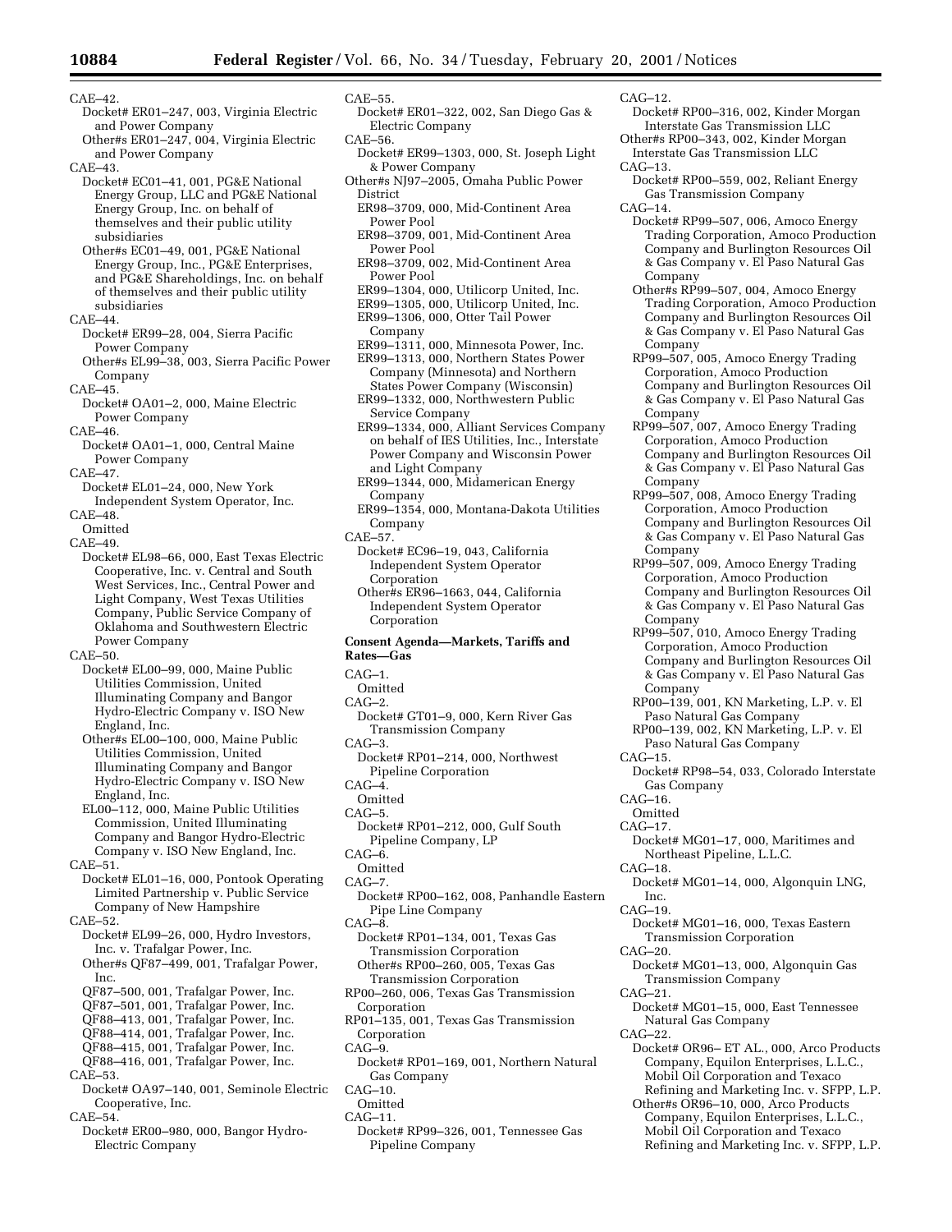CAE–42.

Docket# ER01–247, 003, Virginia Electric and Power Company

Other#s ER01–247, 004, Virginia Electric and Power Company

CAE–43.

Docket# EC01–41, 001, PG&E National Energy Group, LLC and PG&E National Energy Group, Inc. on behalf of themselves and their public utility subsidiaries

Other#s EC01–49, 001, PG&E National Energy Group, Inc., PG&E Enterprises, and PG&E Shareholdings, Inc. on behalf of themselves and their public utility subsidiaries

CAE–44.

Docket# ER99–28, 004, Sierra Pacific Power Company

Other#s EL99–38, 003, Sierra Pacific Power Company

CAE–45.

Docket# OA01–2, 000, Maine Electric Power Company

CAE–46.

Docket# OA01–1, 000, Central Maine Power Company

CAE–47.

Docket# EL01–24, 000, New York Independent System Operator, Inc.

CAE–48.

Omitted

CAE–49.

Docket# EL98–66, 000, East Texas Electric Cooperative, Inc. v. Central and South West Services, Inc., Central Power and Light Company, West Texas Utilities Company, Public Service Company of Oklahoma and Southwestern Electric Power Company

CAE–50.

Docket# EL00–99, 000, Maine Public Utilities Commission, United Illuminating Company and Bangor Hydro-Electric Company v. ISO New England, Inc.

Other#s EL00–100, 000, Maine Public Utilities Commission, United Illuminating Company and Bangor Hydro-Electric Company v. ISO New England, Inc.

EL00–112, 000, Maine Public Utilities Commission, United Illuminating Company and Bangor Hydro-Electric Company v. ISO New England, Inc.

CAE–51.

Docket# EL01–16, 000, Pontook Operating Limited Partnership v. Public Service Company of New Hampshire

CAE–52.

Docket# EL99–26, 000, Hydro Investors, Inc. v. Trafalgar Power, Inc.

Other#s QF87–499, 001, Trafalgar Power, Inc.

QF87–500, 001, Trafalgar Power, Inc.

QF87–501, 001, Trafalgar Power, Inc.

QF88–413, 001, Trafalgar Power, Inc.

QF88–414, 001, Trafalgar Power, Inc.

QF88–415, 001, Trafalgar Power, Inc.

QF88–416, 001, Trafalgar Power, Inc.

CAE–53.

Docket# OA97–140, 001, Seminole Electric Cooperative, Inc.

CAE–54.

Docket# ER00–980, 000, Bangor Hydro-Electric Company

CAE–55.

Docket# ER01–322, 002, San Diego Gas & Electric Company

CAE–56.

Docket# ER99–1303, 000, St. Joseph Light & Power Company

Other#s NJ97–2005, Omaha Public Power District

ER98–3709, 000, Mid-Continent Area Power Pool

ER98–3709, 001, Mid-Continent Area Power Pool

ER98–3709, 002, Mid-Continent Area Power Pool

ER99–1304, 000, Utilicorp United, Inc.

ER99–1305, 000, Utilicorp United, Inc.

ER99–1306, 000, Otter Tail Power Company

ER99–1311, 000, Minnesota Power, Inc.

ER99–1313, 000, Northern States Power Company (Minnesota) and Northern States Power Company (Wisconsin)

ER99–1332, 000, Northwestern Public Service Company

ER99–1334, 000, Alliant Services Company on behalf of IES Utilities, Inc., Interstate Power Company and Wisconsin Power and Light Company

ER99–1344, 000, Midamerican Energy Company

ER99–1354, 000, Montana-Dakota Utilities Company

CAE–57.

Docket# EC96–19, 043, California Independent System Operator Corporation

Other#s ER96–1663, 044, California Independent System Operator Corporation

**Consent Agenda—Markets, Tariffs and Rates—Gas**

CAG–1.

Omitted

CAG–2.

Docket# GT01–9, 000, Kern River Gas Transmission Company

CAG–3.

Docket# RP01–214, 000, Northwest Pipeline Corporation

CAG–4.

Omitted

CAG–5.

Docket# RP01–212, 000, Gulf South Pipeline Company, LP

CAG–6.

Omitted

CAG–7.

Docket# RP00–162, 008, Panhandle Eastern Pipe Line Company

CAG–8.

Docket# RP01–134, 001, Texas Gas Transmission Corporation

Other#s RP00–260, 005, Texas Gas Transmission Corporation

RP00–260, 006, Texas Gas Transmission Corporation

RP01–135, 001, Texas Gas Transmission Corporation

CAG–9.

Docket# RP01–169, 001, Northern Natural Gas Company

CAG–10.

Omitted

CAG–11.

Docket# RP99–326, 001, Tennessee Gas Pipeline Company

CAG–12.

Docket# RP00–316, 002, Kinder Morgan Interstate Gas Transmission LLC

Other#s RP00–343, 002, Kinder Morgan Interstate Gas Transmission LLC

CAG–13.

Docket# RP00–559, 002, Reliant Energy Gas Transmission Company

CAG–14.

Docket# RP99–507, 006, Amoco Energy Trading Corporation, Amoco Production Company and Burlington Resources Oil & Gas Company v. El Paso Natural Gas Company

Other#s RP99–507, 004, Amoco Energy Trading Corporation, Amoco Production Company and Burlington Resources Oil & Gas Company v. El Paso Natural Gas Company

RP99–507, 005, Amoco Energy Trading Corporation, Amoco Production Company and Burlington Resources Oil & Gas Company v. El Paso Natural Gas Company

RP99–507, 007, Amoco Energy Trading Corporation, Amoco Production Company and Burlington Resources Oil & Gas Company v. El Paso Natural Gas Company

RP99–507, 008, Amoco Energy Trading Corporation, Amoco Production Company and Burlington Resources Oil & Gas Company v. El Paso Natural Gas Company

RP99–507, 009, Amoco Energy Trading Corporation, Amoco Production Company and Burlington Resources Oil & Gas Company v. El Paso Natural Gas Company

RP99–507, 010, Amoco Energy Trading Corporation, Amoco Production Company and Burlington Resources Oil & Gas Company v. El Paso Natural Gas Company

RP00–139, 001, KN Marketing, L.P. v. El Paso Natural Gas Company

RP00–139, 002, KN Marketing, L.P. v. El Paso Natural Gas Company

CAG–15.

Docket# RP98–54, 033, Colorado Interstate Gas Company

CAG–16.

Omitted

CAG–17.

Docket# MG01–17, 000, Maritimes and Northeast Pipeline, L.L.C.

CAG–18.

Docket# MG01–14, 000, Algonquin LNG, Inc.

CAG–19.

Docket# MG01–16, 000, Texas Eastern Transmission Corporation

CAG–20.

Docket# MG01–13, 000, Algonquin Gas Transmission Company

CAG–21.

Docket# MG01–15, 000, East Tennessee Natural Gas Company

CAG–22.

Docket# OR96– ET AL., 000, Arco Products Company, Equilon Enterprises, L.L.C., Mobil Oil Corporation and Texaco Refining and Marketing Inc. v. SFPP, L.P.

Other#s OR96–10, 000, Arco Products Company, Equilon Enterprises, L.L.C., Mobil Oil Corporation and Texaco Refining and Marketing Inc. v. SFPP, L.P.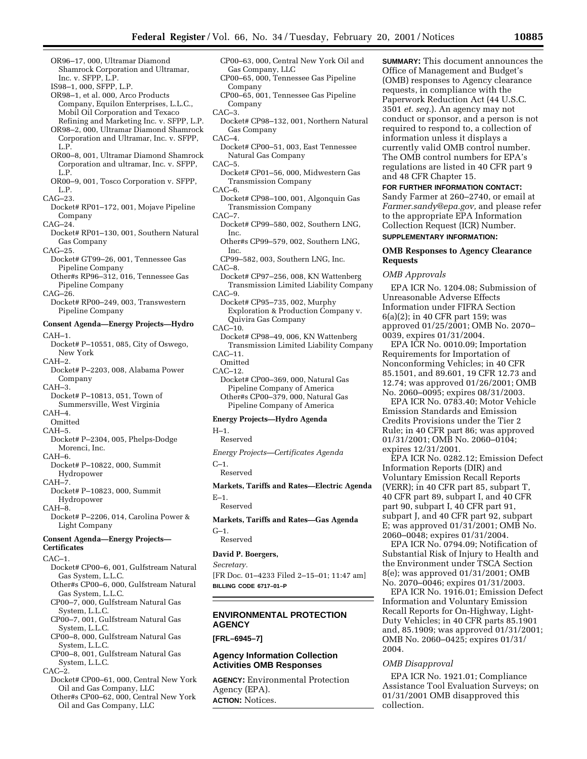OR96–17, 000, Ultramar Diamond Shamrock Corporation and Ultramar, Inc. v. SFPP, L.P.
IS98–1, 000, SFPP, L.P.
OR98–1, et al. 000, Arco Products Company, Equilon Enterprises, L.L.C., Mobil Oil Corporation and Texaco Refining and Marketing Inc. v. SFPP, L.P.
OR98–2, 000, Ultramar Diamond Shamrock Corporation and Ultramar, Inc. v. SFPP, L.P.
OR00–8, 001, Ultramar Diamond Shamrock Corporation and ultramar, Inc. v. SFPP, L.P.
OR00–9, 001, Tosco Corporation v. SFPP, L.P.

CAG–23.
Docket# RP01–172, 001, Mojave Pipeline Company

CAG–24.
Docket# RP01–130, 001, Southern Natural Gas Company

CAG–25.
Docket# GT99–26, 001, Tennessee Gas Pipeline Company
Other#s RP96–312, 016, Tennessee Gas Pipeline Company

CAG–26.
Docket# RP00–249, 003, Transwestern Pipeline Company

**Consent Agenda—Energy Projects—Hydro**

CAH–1.
Docket# P–10551, 085, City of Oswego, New York

CAH–2.
Docket# P–2203, 008, Alabama Power Company

CAH–3.
Docket# P–10813, 051, Town of Summersville, West Virginia

CAH–4.
Omitted

CAH–5.
Docket# P–2304, 005, Phelps-Dodge Morenci, Inc.

CAH–6.
Docket# P–10822, 000, Summit Hydropower

CAH–7.
Docket# P–10823, 000, Summit Hydropower

CAH–8.
Docket# P–2206, 014, Carolina Power & Light Company

**Consent Agenda—Energy Projects—Certificates**

CAC–1.
Docket# CP00–6, 001, Gulfstream Natural Gas System, L.L.C.
Other#s CP00–6, 000, Gulfstream Natural Gas System, L.L.C.
CP00–7, 000, Gulfstream Natural Gas System, L.L.C.
CP00–7, 001, Gulfstream Natural Gas System, L.L.C.
CP00–8, 000, Gulfstream Natural Gas System, L.L.C.
CP00–8, 001, Gulfstream Natural Gas System, L.L.C.

CAC–2.
Docket# CP00–61, 000, Central New York Oil and Gas Company, LLC
Other#s CP00–62, 000, Central New York Oil and Gas Company, LLC
CP00–63, 000, Central New York Oil and Gas Company, LLC
CP00–65, 000, Tennessee Gas Pipeline Company
CP00–65, 001, Tennessee Gas Pipeline Company

CAC–3.
Docket# CP98–132, 001, Northern Natural Gas Company

CAC–4.
Docket# CP00–51, 003, East Tennessee Natural Gas Company

CAC–5.
Docket# CP01–56, 000, Midwestern Gas Transmission Company

CAC–6.
Docket# CP98–100, 001, Algonquin Gas Transmission Company

CAC–7.
Docket# CP99–580, 002, Southern LNG, Inc.
Other#s CP99–579, 002, Southern LNG, Inc.
CP99–582, 003, Southern LNG, Inc.

CAC–8.
Docket# CP97–256, 008, KN Wattenberg Transmission Limited Liability Company

CAC–9.
Docket# CP95–735, 002, Murphy Exploration & Production Company v. Quivira Gas Company

CAC–10.
Docket# CP98–49, 006, KN Wattenberg Transmission Limited Liability Company

CAC–11.
Omitted

CAC–12.
Docket# CP00–369, 000, Natural Gas Pipeline Company of America
Other#s CP00–379, 000, Natural Gas Pipeline Company of America

**Energy Projects—Hydro Agenda**

H–1.
Reserved

*Energy Projects—Certificates Agenda*

C–1.
Reserved

**Markets, Tariffs and Rates—Electric Agenda**

E–1.
Reserved

**Markets, Tariffs and Rates—Gas Agenda**

G–1.
Reserved

**David P. Boergers,**
*Secretary.*
[FR Doc. 01–4233 Filed 2–15–01; 11:47 am]
**BILLING CODE 6717–01–P**

## ENVIRONMENTAL PROTECTION AGENCY

**[FRL–6945–7]**

### Agency Information Collection Activities OMB Responses

**AGENCY:** Environmental Protection Agency (EPA).

**ACTION:** Notices.

**SUMMARY:** This document announces the Office of Management and Budget's (OMB) responses to Agency clearance requests, in compliance with the Paperwork Reduction Act (44 U.S.C. 3501 *et. seq.*). An agency may not conduct or sponsor, and a person is not required to respond to, a collection of information unless it displays a currently valid OMB control number. The OMB control numbers for EPA's regulations are listed in 40 CFR part 9 and 48 CFR Chapter 15.

**FOR FURTHER INFORMATION CONTACT:** Sandy Farmer at 260–2740, or email at *Farmer.sandy@epa.gov,* and please refer to the appropriate EPA Information Collection Request (ICR) Number.

**SUPPLEMENTARY INFORMATION:**

#### OMB Responses to Agency Clearance Requests

*OMB Approvals*

EPA ICR No. 1204.08; Submission of Unreasonable Adverse Effects Information under FIFRA Section 6(a)(2); in 40 CFR part 159; was approved 01/25/2001; OMB No. 2070–0039, expires 01/31/2004.

EPA ICR No. 0010.09; Importation Requirements for Importation of Nonconforming Vehicles; in 40 CFR 85.1501, and 89.601, 19 CFR 12.73 and 12.74; was approved 01/26/2001; OMB No. 2060–0095; expires 08/31/2003.

EPA ICR No. 0783.40; Motor Vehicle Emission Standards and Emission Credits Provisions under the Tier 2 Rule; in 40 CFR part 86; was approved 01/31/2001; OMB No. 2060–0104; expires 12/31/2001.

EPA ICR No. 0282.12; Emission Defect Information Reports (DIR) and Voluntary Emission Recall Reports (VERR); in 40 CFR part 85, subpart T, 40 CFR part 89, subpart I, and 40 CFR part 90, subpart I, 40 CFR part 91, subpart J, and 40 CFR part 92, subpart E; was approved 01/31/2001; OMB No. 2060–0048; expires 01/31/2004.

EPA ICR No. 0794.09; Notification of Substantial Risk of Injury to Health and the Environment under TSCA Section 8(e); was approved 01/31/2001; OMB No. 2070–0046; expires 01/31/2003.

EPA ICR No. 1916.01; Emission Defect Information and Voluntary Emission Recall Reports for On-Highway, Light-Duty Vehicles; in 40 CFR parts 85.1901 and, 85.1909; was approved 01/31/2001; OMB No. 2060–0425; expires 01/31/2004.

*OMB Disapproval*

EPA ICR No. 1921.01; Compliance Assistance Tool Evaluation Surveys; on 01/31/2001 OMB disapproved this collection.